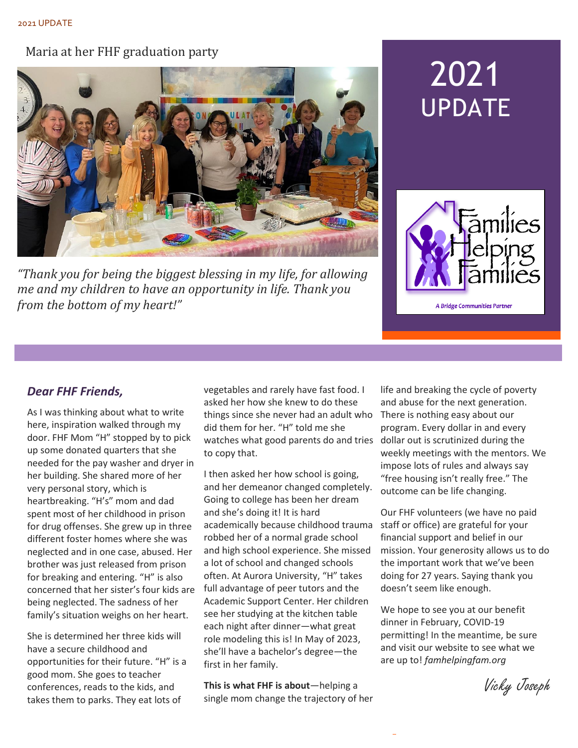# 2021 UPDATE

Maria at her FHF graduation party

*"Thank you for being the biggest blessing in my life, for allowing me and my children to have an opportunity in life. Thank you from the bottom of my heart!"*

Families Helping Families

A Bridge Communities Partner

## *Dear FHF Friends,*

As I was thinking about what to write here, inspiration walked through my door. FHF Mom "H" stopped by to pick up some donated quarters that she needed for the pay washer and dryer in her building. She shared more of her very personal story, which is heartbreaking. "H's" mom and dad spent most of her childhood in prison for drug offenses. She grew up in three different foster homes where she was neglected and in one case, abused. Her brother was just released from prison for breaking and entering. "H" is also concerned that her sister's four kids are being neglected. The sadness of her family's situation weighs on her heart.

She is determined her three kids will have a secure childhood and opportunities for their future. "H" is a good mom. She goes to teacher conferences, reads to the kids, and takes them to parks. They eat lots of vegetables and rarely have fast food. I asked her how she knew to do these things since she never had an adult who did them for her. "H" told me she watches what good parents do and tries to copy that.

I then asked her how school is going, and her demeanor changed completely. Going to college has been her dream and she's doing it! It is hard academically because childhood trauma robbed her of a normal grade school and high school experience. She missed a lot of school and changed schools often. At Aurora University, "H" takes full advantage of peer tutors and the Academic Support Center. Her children see her studying at the kitchen table each night after dinner—what great role modeling this is! In May of 2023, she'll have a bachelor's degree—the first in her family.

**This is what FHF is about**—helping a single mom change the trajectory of her life and breaking the cycle of poverty and abuse for the next generation. There is nothing easy about our program. Every dollar in and every dollar out is scrutinized during the weekly meetings with the mentors. We impose lots of rules and always say "free housing isn't really free." The outcome can be life changing.

Our FHF volunteers (we have no paid staff or office) are grateful for your financial support and belief in our mission. Your generosity allows us to do the important work that we've been doing for 27 years. Saying thank you doesn't seem like enough.

We hope to see you at our benefit dinner in February, COVID-19 permitting! In the meantime, be sure and visit our website to see what we are up to! *famhelpingfam.org*

Vicky Joseph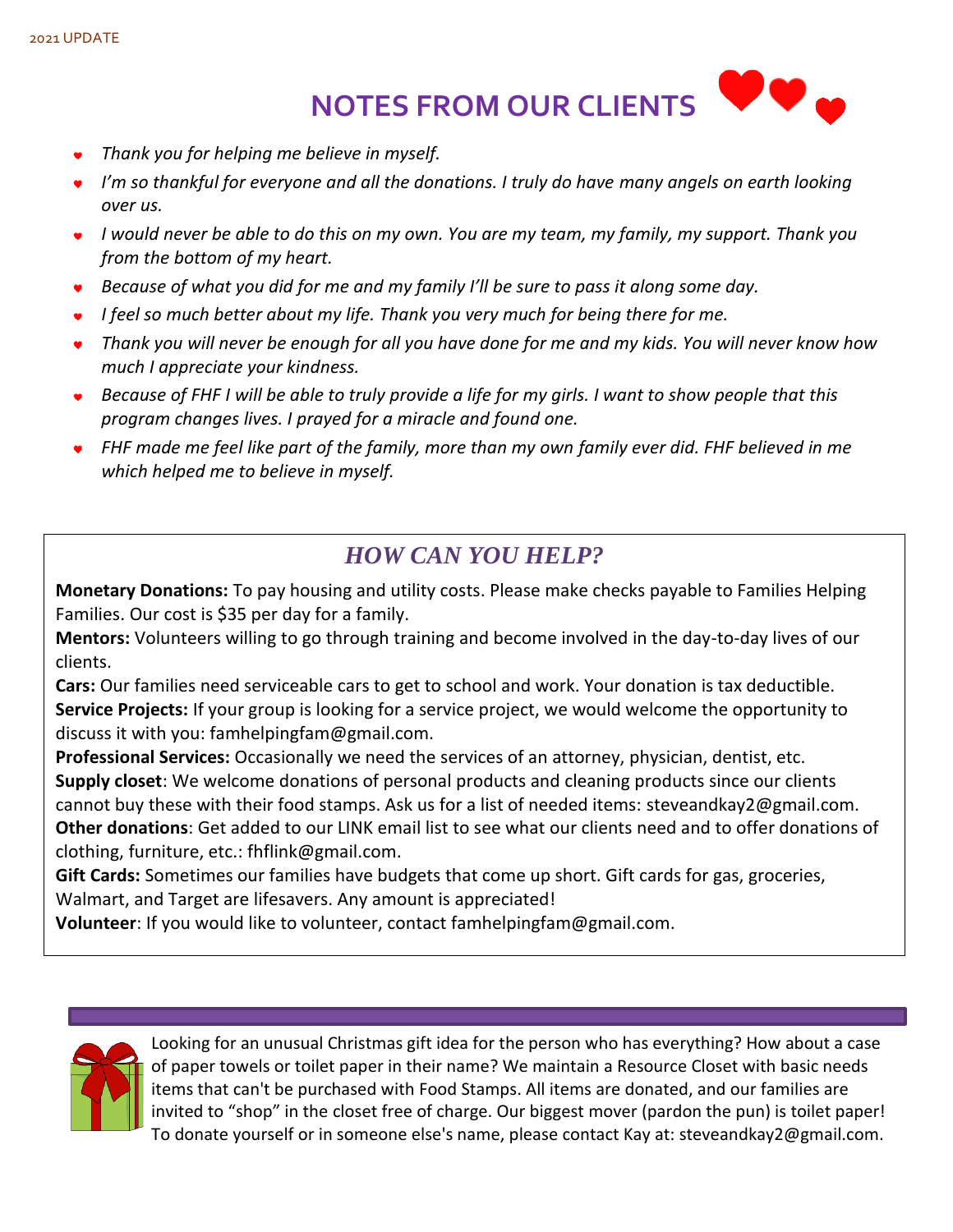# NOTES FROM OUR CLIENTS

- *Thank you for helping me believe in myself.*
- *I'm so thankful for everyone and all the donations. I truly do have many angels on earth looking over us.*
- *I would never be able to do this on my own. You are my team, my family, my support. Thank you from the bottom of my heart.*
- *Because of what you did for me and my family I'll be sure to pass it along some day.*
- *I feel so much better about my life. Thank you very much for being there for me.*
- *Thank you will never be enough for all you have done for me and my kids. You will never know how much I appreciate your kindness.*
- *Because of FHF I will be able to truly provide a life for my girls. I want to show people that this program changes lives. I prayed for a miracle and found one.*
- *FHF made me feel like part of the family, more than my own family ever did. FHF believed in me which helped me to believe in myself.*

## *HOW CAN YOU HELP?*

**Monetary Donations:** To pay housing and utility costs. Please make checks payable to Families Helping Families. Our cost is $35 per day for a family.

**Mentors:** Volunteers willing to go through training and become involved in the day-to-day lives of our clients.

**Cars:** Our families need serviceable cars to get to school and work. Your donation is tax deductible.

**Service Projects:** If your group is looking for a service project, we would welcome the opportunity to discuss it with you: famhelpingfam@gmail.com.

**Professional Services:** Occasionally we need the services of an attorney, physician, dentist, etc.

**Supply closet**: We welcome donations of personal products and cleaning products since our clients cannot buy these with their food stamps. Ask us for a list of needed items: steveandkay2@gmail.com.

**Other donations**: Get added to our LINK email list to see what our clients need and to offer donations of clothing, furniture, etc.: fhflink@gmail.com.

**Gift Cards:** Sometimes our families have budgets that come up short. Gift cards for gas, groceries, Walmart, and Target are lifesavers. Any amount is appreciated!

**Volunteer**: If you would like to volunteer, contact famhelpingfam@gmail.com.

---

Looking for an unusual Christmas gift idea for the person who has everything? How about a case of paper towels or toilet paper in their name? We maintain a Resource Closet with basic needs items that can't be purchased with Food Stamps. All items are donated, and our families are invited to "shop" in the closet free of charge. Our biggest mover (pardon the pun) is toilet paper! To donate yourself or in someone else's name, please contact Kay at: steveandkay2@gmail.com.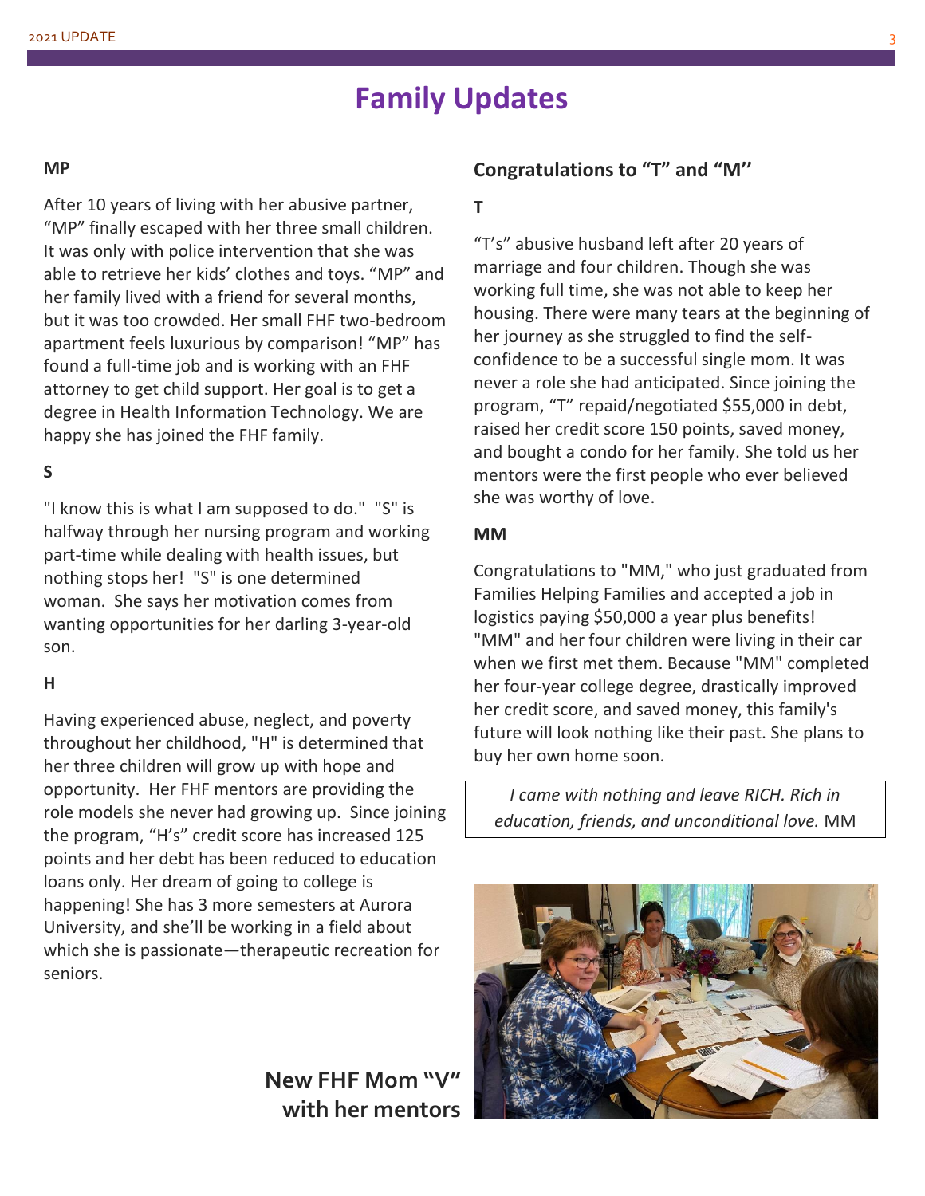# Family Updates

**MP**

After 10 years of living with her abusive partner, "MP" finally escaped with her three small children. It was only with police intervention that she was able to retrieve her kids' clothes and toys. "MP" and her family lived with a friend for several months, but it was too crowded. Her small FHF two-bedroom apartment feels luxurious by comparison! "MP" has found a full-time job and is working with an FHF attorney to get child support. Her goal is to get a degree in Health Information Technology. We are happy she has joined the FHF family.

**S**

"I know this is what I am supposed to do." "S" is halfway through her nursing program and working part-time while dealing with health issues, but nothing stops her! "S" is one determined woman. She says her motivation comes from wanting opportunities for her darling 3-year-old son.

**H**

Having experienced abuse, neglect, and poverty throughout her childhood, "H" is determined that her three children will grow up with hope and opportunity. Her FHF mentors are providing the role models she never had growing up. Since joining the program, "H's" credit score has increased 125 points and her debt has been reduced to education loans only. Her dream of going to college is happening! She has 3 more semesters at Aurora University, and she'll be working in a field about which she is passionate—therapeutic recreation for seniors.

## Congratulations to "T" and "M"

**T**

"T's" abusive husband left after 20 years of marriage and four children. Though she was working full time, she was not able to keep her housing. There were many tears at the beginning of her journey as she struggled to find the self-confidence to be a successful single mom. It was never a role she had anticipated. Since joining the program, "T" repaid/negotiated $55,000 in debt, raised her credit score 150 points, saved money, and bought a condo for her family. She told us her mentors were the first people who ever believed she was worthy of love.

**MM**

Congratulations to "MM," who just graduated from Families Helping Families and accepted a job in logistics paying $50,000 a year plus benefits! "MM" and her four children were living in their car when we first met them. Because "MM" completed her four-year college degree, drastically improved her credit score, and saved money, this family's future will look nothing like their past. She plans to buy her own home soon.

> *I came with nothing and leave RICH. Rich in education, friends, and unconditional love.* MM

**New FHF Mom "V" with her mentors**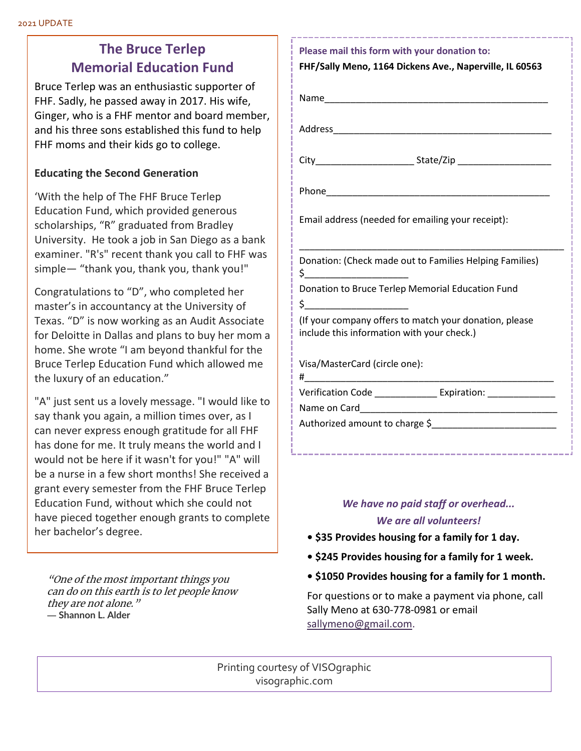2021 UPDATE

## The Bruce Terlep Memorial Education Fund

Bruce Terlep was an enthusiastic supporter of FHF. Sadly, he passed away in 2017. His wife, Ginger, who is a FHF mentor and board member, and his three sons established this fund to help FHF moms and their kids go to college.

### Educating the Second Generation

'With the help of The FHF Bruce Terlep Education Fund, which provided generous scholarships, "R" graduated from Bradley University. He took a job in San Diego as a bank examiner. "R's" recent thank you call to FHF was simple— "thank you, thank you, thank you!"

Congratulations to "D", who completed her master's in accountancy at the University of Texas. "D" is now working as an Audit Associate for Deloitte in Dallas and plans to buy her mom a home. She wrote "I am beyond thankful for the Bruce Terlep Education Fund which allowed me the luxury of an education."

"A" just sent us a lovely message. "I would like to say thank you again, a million times over, as I can never express enough gratitude for all FHF has done for me. It truly means the world and I would not be here if it wasn't for you!" "A" will be a nurse in a few short months! She received a grant every semester from the FHF Bruce Terlep Education Fund, without which she could not have pieced together enough grants to complete her bachelor's degree.

*"One of the most important things you can do on this earth is to let people know they are not alone."*
**— Shannon L. Alder**

**Please mail this form with your donation to:**
**FHF/Sally Meno, 1164 Dickens Ave., Naperville, IL 60563**

Name___________________________________________

Address_________________________________________

City__________________ State/Zip _________________

Phone__________________________________________

Email address (needed for emailing your receipt):

_______________________________________________

Donation: (Check made out to Families Helping Families)
$___________________

Donation to Bruce Terlep Memorial Education Fund
$___________________

(If your company offers to match your donation, please include this information with your check.)

Visa/MasterCard (circle one):
#______________________________________________

Verification Code ___________ Expiration: ____________

Name on Card___________________________________

Authorized amount to charge $_______________________

*We have no paid staff or overhead...*
*We are all volunteers!*

- **$35 Provides housing for a family for 1 day.**
- **$245 Provides housing for a family for 1 week.**
- **$1050 Provides housing for a family for 1 month.**

For questions or to make a payment via phone, call Sally Meno at 630-778-0981 or email sallymeno@gmail.com.

Printing courtesy of VISOgraphic
visographic.com